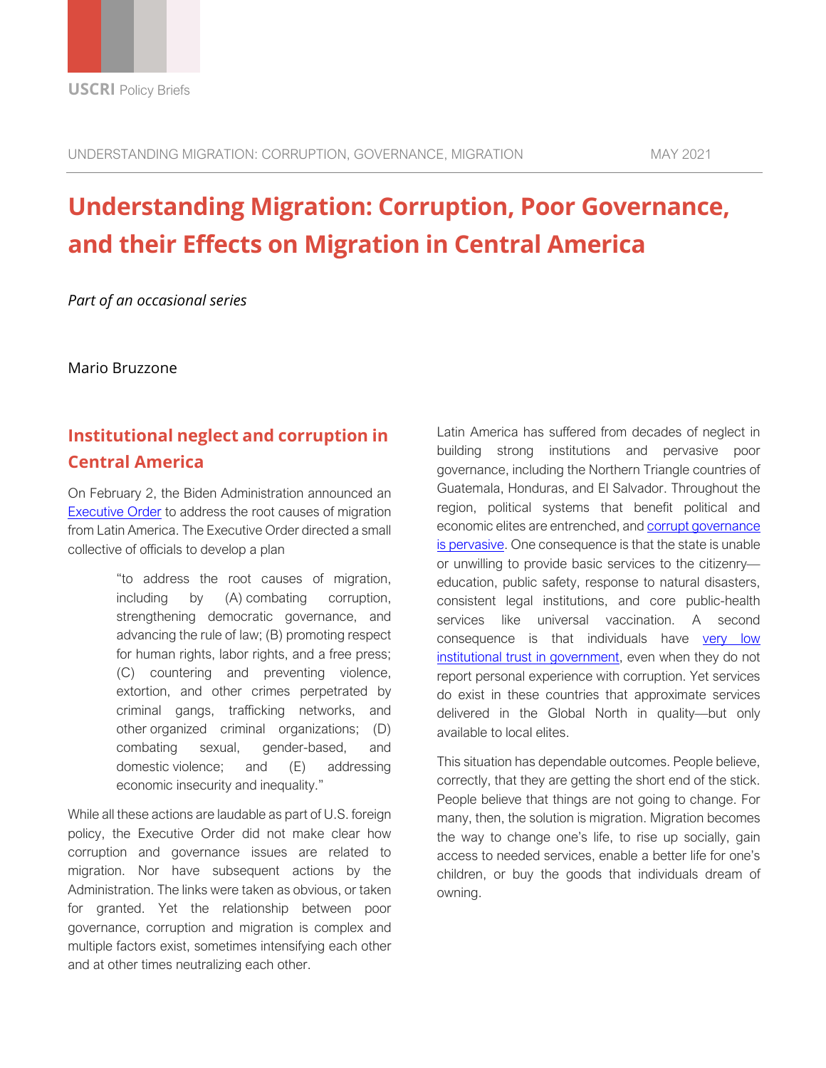USCRI Policy Briefs

UNDERSTANDING MIGRATION: CORRUPTION, GOVERNANCE, MIGRATION — MAY 2021

# Understanding Migration: Corruption, Poor Governance, and their Effects on Migration in Central America

*Part of an occasional series*

Mario Bruzzone

## Institutional neglect and corruption in Central America

On February 2, the Biden Administration announced an Executive Order to address the root causes of migration from Latin America. The Executive Order directed a small collective of officials to develop a plan

> "to address the root causes of migration, including by (A) combating corruption, strengthening democratic governance, and advancing the rule of law; (B) promoting respect for human rights, labor rights, and a free press; (C) countering and preventing violence, extortion, and other crimes perpetrated by criminal gangs, trafficking networks, and other organized criminal organizations; (D) combating sexual, gender-based, and domestic violence; and (E) addressing economic insecurity and inequality."

While all these actions are laudable as part of U.S. foreign policy, the Executive Order did not make clear how corruption and governance issues are related to migration. Nor have subsequent actions by the Administration. The links were taken as obvious, or taken for granted. Yet the relationship between poor governance, corruption and migration is complex and multiple factors exist, sometimes intensifying each other and at other times neutralizing each other.

Latin America has suffered from decades of neglect in building strong institutions and pervasive poor governance, including the Northern Triangle countries of Guatemala, Honduras, and El Salvador. Throughout the region, political systems that benefit political and economic elites are entrenched, and corrupt governance is pervasive. One consequence is that the state is unable or unwilling to provide basic services to the citizenry—education, public safety, response to natural disasters, consistent legal institutions, and core public-health services like universal vaccination. A second consequence is that individuals have very low institutional trust in government, even when they do not report personal experience with corruption. Yet services do exist in these countries that approximate services delivered in the Global North in quality—but only available to local elites.

This situation has dependable outcomes. People believe, correctly, that they are getting the short end of the stick. People believe that things are not going to change. For many, then, the solution is migration. Migration becomes the way to change one's life, to rise up socially, gain access to needed services, enable a better life for one's children, or buy the goods that individuals dream of owning.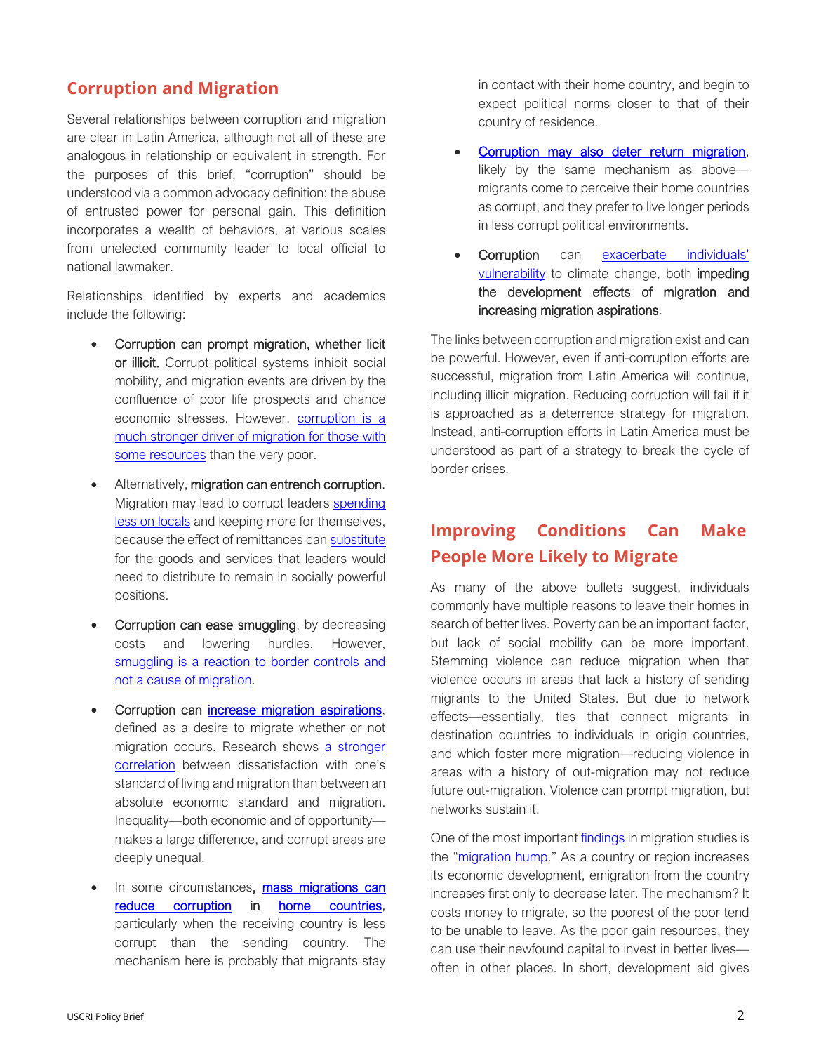## Corruption and Migration

Several relationships between corruption and migration are clear in Latin America, although not all of these are analogous in relationship or equivalent in strength. For the purposes of this brief, "corruption" should be understood via a common advocacy definition: the abuse of entrusted power for personal gain. This definition incorporates a wealth of behaviors, at various scales from unelected community leader to local official to national lawmaker.

Relationships identified by experts and academics include the following:

- **Corruption can prompt migration, whether licit or illicit.** Corrupt political systems inhibit social mobility, and migration events are driven by the confluence of poor life prospects and chance economic stresses. However, corruption is a much stronger driver of migration for those with some resources than the very poor.
- Alternatively, **migration can entrench corruption**. Migration may lead to corrupt leaders spending less on locals and keeping more for themselves, because the effect of remittances can substitute for the goods and services that leaders would need to distribute to remain in socially powerful positions.
- **Corruption can ease smuggling**, by decreasing costs and lowering hurdles. However, smuggling is a reaction to border controls and not a cause of migration.
- Corruption can increase migration aspirations, defined as a desire to migrate whether or not migration occurs. Research shows a stronger correlation between dissatisfaction with one's standard of living and migration than between an absolute economic standard and migration. Inequality—both economic and of opportunity—makes a large difference, and corrupt areas are deeply unequal.
- In some circumstances, **mass migrations can reduce corruption in home countries**, particularly when the receiving country is less corrupt than the sending country. The mechanism here is probably that migrants stay in contact with their home country, and begin to expect political norms closer to that of their country of residence.
- **Corruption may also deter return migration**, likely by the same mechanism as above—migrants come to perceive their home countries as corrupt, and they prefer to live longer periods in less corrupt political environments.
- Corruption can exacerbate individuals' vulnerability to climate change, both **impeding the development effects of migration and increasing migration aspirations**.

The links between corruption and migration exist and can be powerful. However, even if anti-corruption efforts are successful, migration from Latin America will continue, including illicit migration. Reducing corruption will fail if it is approached as a deterrence strategy for migration. Instead, anti-corruption efforts in Latin America must be understood as part of a strategy to break the cycle of border crises.

## Improving Conditions Can Make People More Likely to Migrate

As many of the above bullets suggest, individuals commonly have multiple reasons to leave their homes in search of better lives. Poverty can be an important factor, but lack of social mobility can be more important. Stemming violence can reduce migration when that violence occurs in areas that lack a history of sending migrants to the United States. But due to network effects—essentially, ties that connect migrants in destination countries to individuals in origin countries, and which foster more migration—reducing violence in areas with a history of out-migration may not reduce future out-migration. Violence can prompt migration, but networks sustain it.

One of the most important findings in migration studies is the "migration hump." As a country or region increases its economic development, emigration from the country increases first only to decrease later. The mechanism? It costs money to migrate, so the poorest of the poor tend to be unable to leave. As the poor gain resources, they can use their newfound capital to invest in better lives—often in other places. In short, development aid gives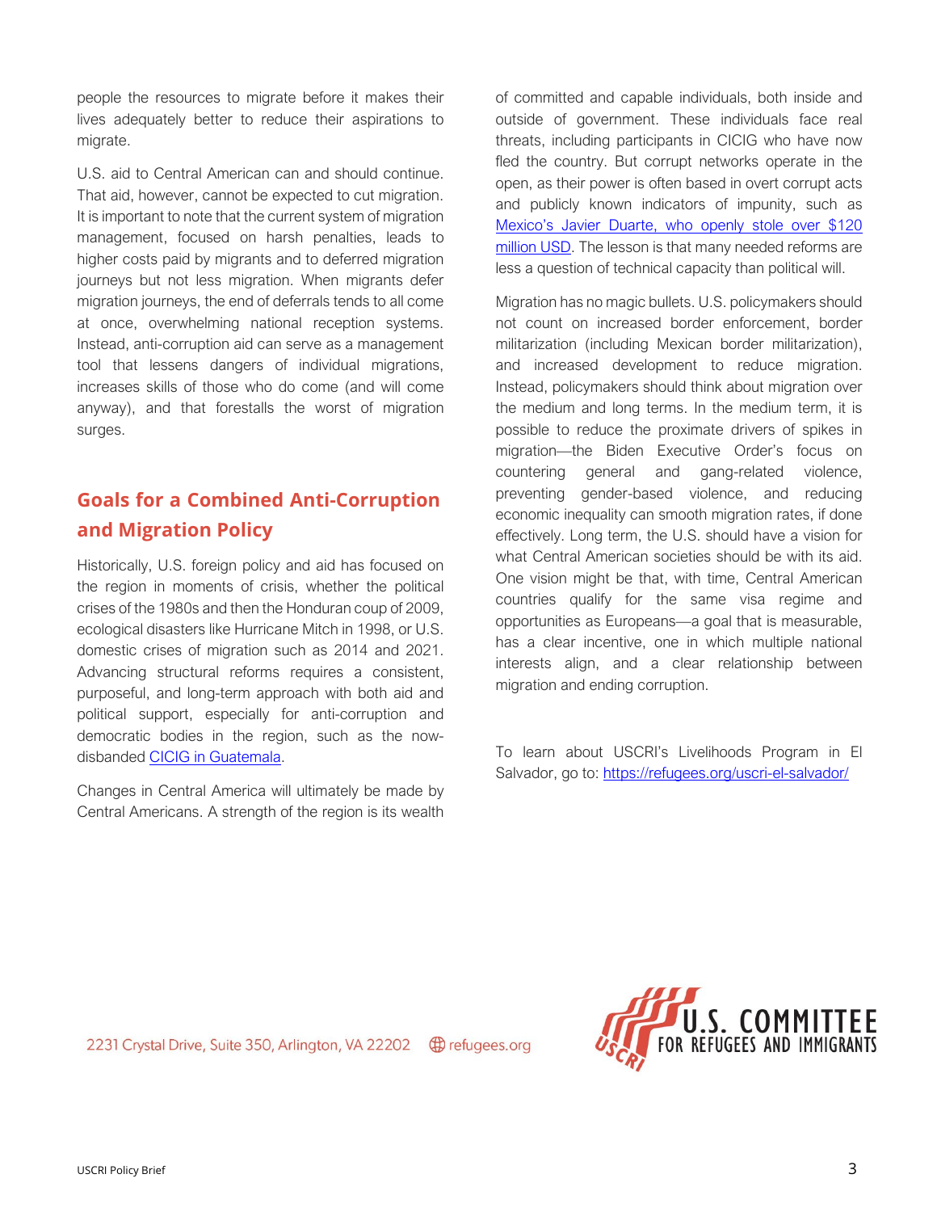people the resources to migrate before it makes their lives adequately better to reduce their aspirations to migrate.

U.S. aid to Central American can and should continue. That aid, however, cannot be expected to cut migration. It is important to note that the current system of migration management, focused on harsh penalties, leads to higher costs paid by migrants and to deferred migration journeys but not less migration. When migrants defer migration journeys, the end of deferrals tends to all come at once, overwhelming national reception systems. Instead, anti-corruption aid can serve as a management tool that lessens dangers of individual migrations, increases skills of those who do come (and will come anyway), and that forestalls the worst of migration surges.

## Goals for a Combined Anti-Corruption and Migration Policy

Historically, U.S. foreign policy and aid has focused on the region in moments of crisis, whether the political crises of the 1980s and then the Honduran coup of 2009, ecological disasters like Hurricane Mitch in 1998, or U.S. domestic crises of migration such as 2014 and 2021. Advancing structural reforms requires a consistent, purposeful, and long-term approach with both aid and political support, especially for anti-corruption and democratic bodies in the region, such as the now-disbanded CICIG in Guatemala.

Changes in Central America will ultimately be made by Central Americans. A strength of the region is its wealth of committed and capable individuals, both inside and outside of government. These individuals face real threats, including participants in CICIG who have now fled the country. But corrupt networks operate in the open, as their power is often based in overt corrupt acts and publicly known indicators of impunity, such as Mexico's Javier Duarte, who openly stole over $120 million USD. The lesson is that many needed reforms are less a question of technical capacity than political will.

Migration has no magic bullets. U.S. policymakers should not count on increased border enforcement, border militarization (including Mexican border militarization), and increased development to reduce migration. Instead, policymakers should think about migration over the medium and long terms. In the medium term, it is possible to reduce the proximate drivers of spikes in migration—the Biden Executive Order's focus on countering general and gang-related violence, preventing gender-based violence, and reducing economic inequality can smooth migration rates, if done effectively. Long term, the U.S. should have a vision for what Central American societies should be with its aid. One vision might be that, with time, Central American countries qualify for the same visa regime and opportunities as Europeans—a goal that is measurable, has a clear incentive, one in which multiple national interests align, and a clear relationship between migration and ending corruption.

To learn about USCRI's Livelihoods Program in El Salvador, go to: https://refugees.org/uscri-el-salvador/

2231 Crystal Drive, Suite 350, Arlington, VA 22202 refugees.org

U.S. COMMITTEE FOR REFUGEES AND IMMIGRANTS